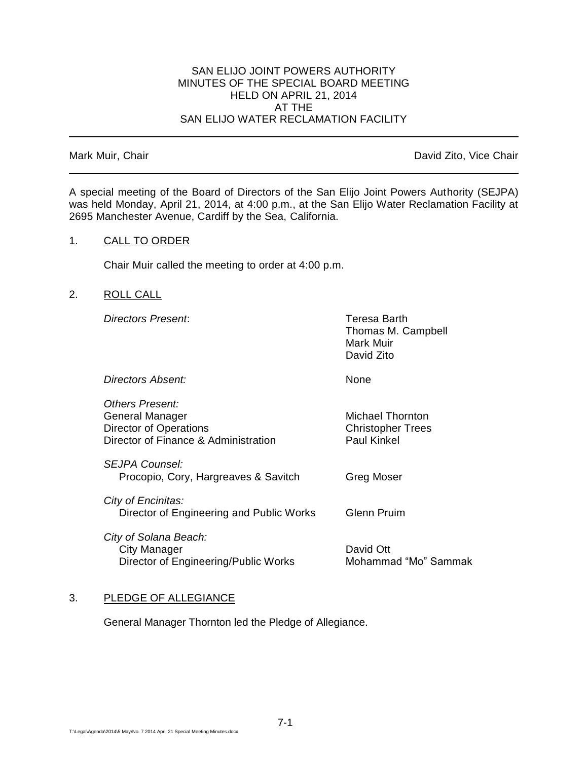SAN ELIJO JOINT POWERS AUTHORITY
MINUTES OF THE SPECIAL BOARD MEETING
HELD ON APRIL 21, 2014
AT THE
SAN ELIJO WATER RECLAMATION FACILITY

---

Mark Muir, Chair | David Zito, Vice Chair

---

A special meeting of the Board of Directors of the San Elijo Joint Powers Authority (SEJPA) was held Monday, April 21, 2014, at 4:00 p.m., at the San Elijo Water Reclamation Facility at 2695 Manchester Avenue, Cardiff by the Sea, California.

1. CALL TO ORDER

   Chair Muir called the meeting to order at 4:00 p.m.

2. ROLL CALL

| | |
|---|---|
| *Directors Present*: | Teresa Barth<br>Thomas M. Campbell<br>Mark Muir<br>David Zito |
| *Directors Absent:* | None |
| *Others Present:* | |
| General Manager | Michael Thornton |
| Director of Operations | Christopher Trees |
| Director of Finance & Administration | Paul Kinkel |
| *SEJPA Counsel:* | |
| Procopio, Cory, Hargreaves & Savitch | Greg Moser |
| *City of Encinitas:* | |
| Director of Engineering and Public Works | Glenn Pruim |
| *City of Solana Beach:* | |
| City Manager | David Ott |
| Director of Engineering/Public Works | Mohammad "Mo" Sammak |

3. PLEDGE OF ALLEGIANCE

   General Manager Thornton led the Pledge of Allegiance.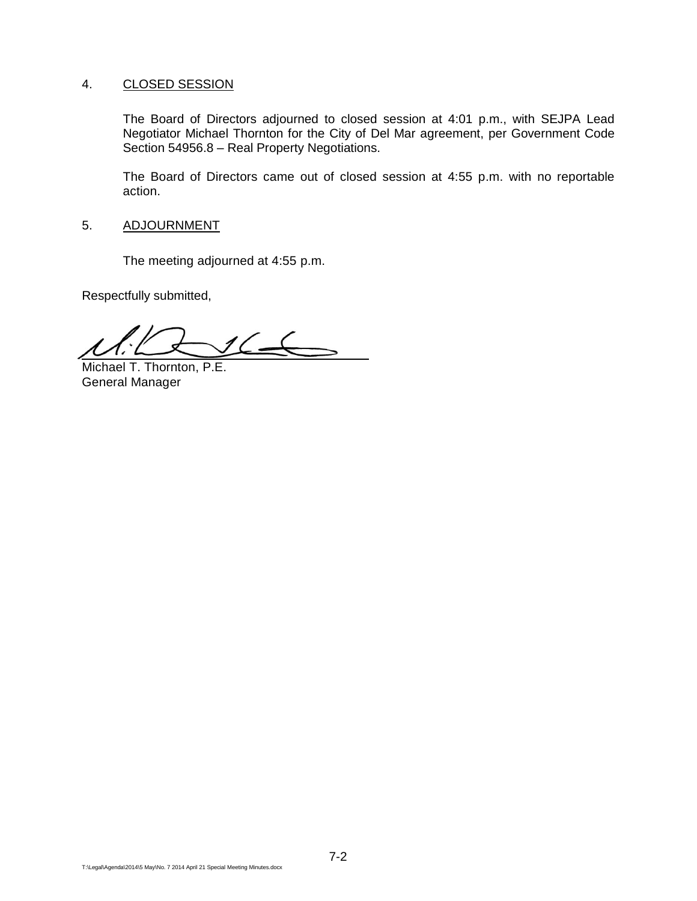4. CLOSED SESSION

The Board of Directors adjourned to closed session at 4:01 p.m., with SEJPA Lead Negotiator Michael Thornton for the City of Del Mar agreement, per Government Code Section 54956.8 – Real Property Negotiations.

The Board of Directors came out of closed session at 4:55 p.m. with no reportable action.

5. ADJOURNMENT

The meeting adjourned at 4:55 p.m.

Respectfully submitted,

Michael T. Thornton, P.E.
General Manager

T:\Legal\Agenda\2014\5 May\No. 7 2014 April 21 Special Meeting Minutes.docx